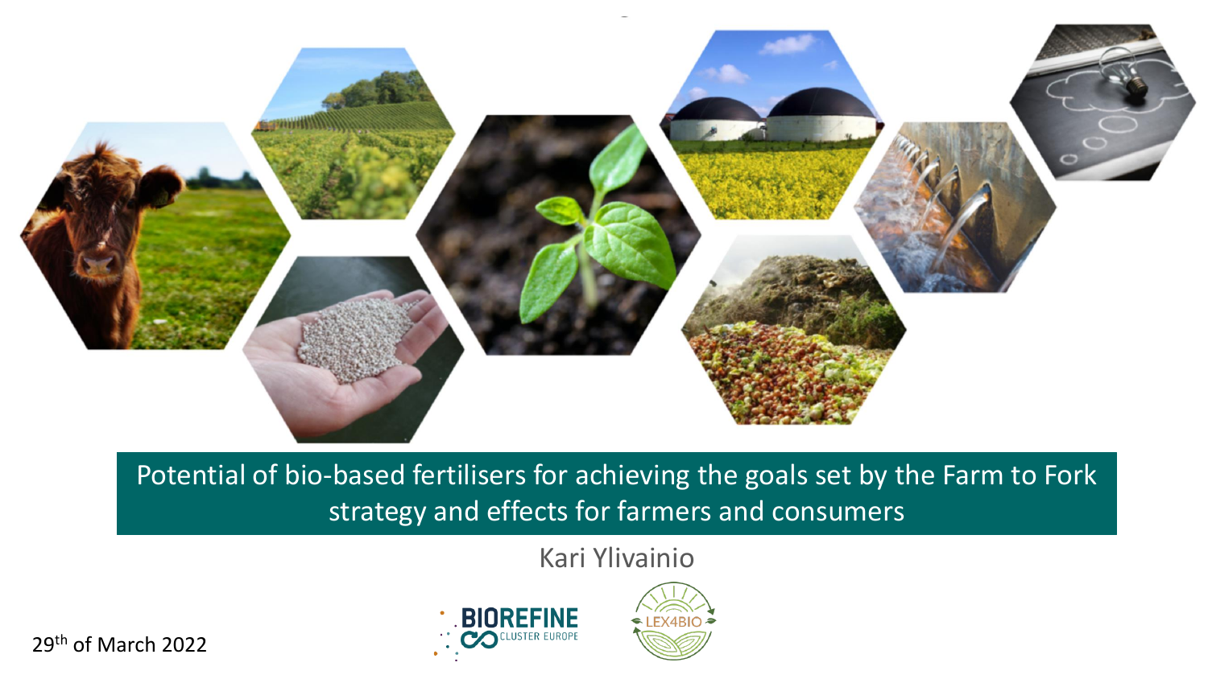# Potential of bio-based fertilisers for achieving the goals set by the Farm to Fork strategy and effects for farmers and consumers

Kari Ylivainio

29th of March 2022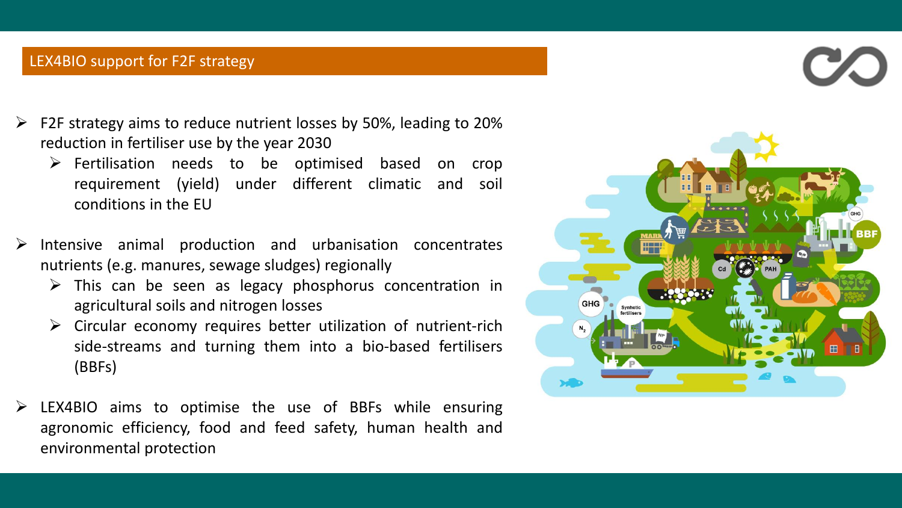## LEX4BIO support for F2F strategy

- F2F strategy aims to reduce nutrient losses by 50%, leading to 20% reduction in fertiliser use by the year 2030
  - Fertilisation needs to be optimised based on crop requirement (yield) under different climatic and soil conditions in the EU
- Intensive animal production and urbanisation concentrates nutrients (e.g. manures, sewage sludges) regionally
  - This can be seen as legacy phosphorus concentration in agricultural soils and nitrogen losses
  - Circular economy requires better utilization of nutrient-rich side-streams and turning them into a bio-based fertilisers (BBFs)
- LEX4BIO aims to optimise the use of BBFs while ensuring agronomic efficiency, food and feed safety, human health and environmental protection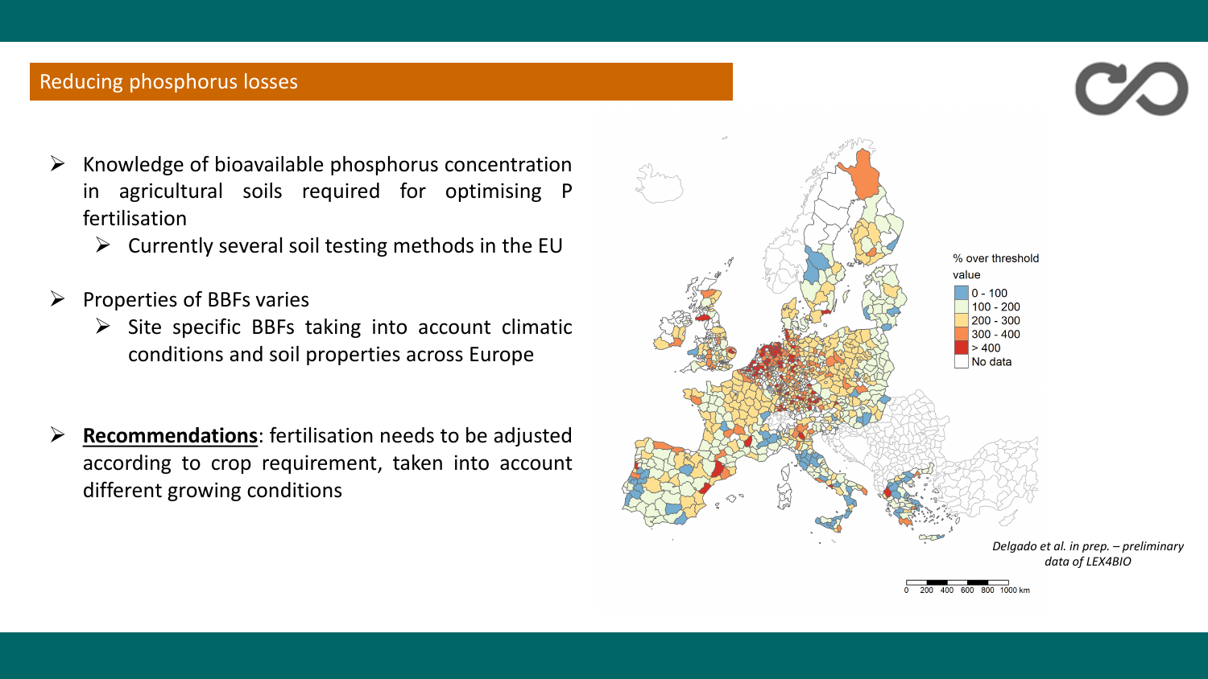## Reducing phosphorus losses

- Knowledge of bioavailable phosphorus concentration in agricultural soils required for optimising P fertilisation
  - Currently several soil testing methods in the EU
- Properties of BBFs varies
  - Site specific BBFs taking into account climatic conditions and soil properties across Europe
- **Recommendations**: fertilisation needs to be adjusted according to crop requirement, taken into account different growing conditions

% over threshold value

| Class |
| --- |
| 0 - 100 |
| 100 - 200 |
| 200 - 300 |
| 300 - 400 |
| > 400 |
| No data |

0 200 400 600 800 1000 km

*Delgado et al. in prep. – preliminary data of LEX4BIO*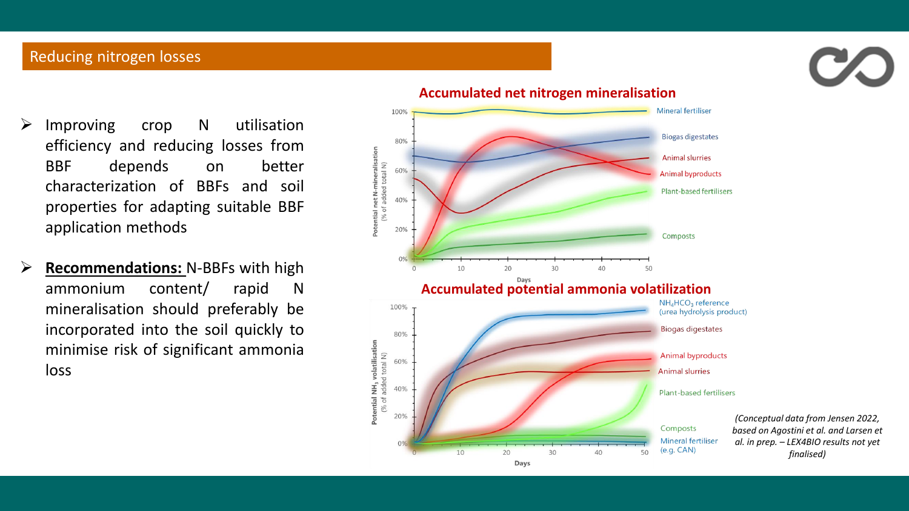## Reducing nitrogen losses

- Improving crop N utilisation efficiency and reducing losses from BBF depends on better characterization of BBFs and soil properties for adapting suitable BBF application methods
- **Recommendations:** N-BBFs with high ammonium content/ rapid N mineralisation should preferably be incorporated into the soil quickly to minimise risk of significant ammonia loss

**Accumulated net nitrogen mineralisation**

**Accumulated potential ammonia volatilization**

*(Conceptual data from Jensen 2022, based on Agostini et al. and Larsen et al. in prep. – LEX4BIO results not yet finalised)*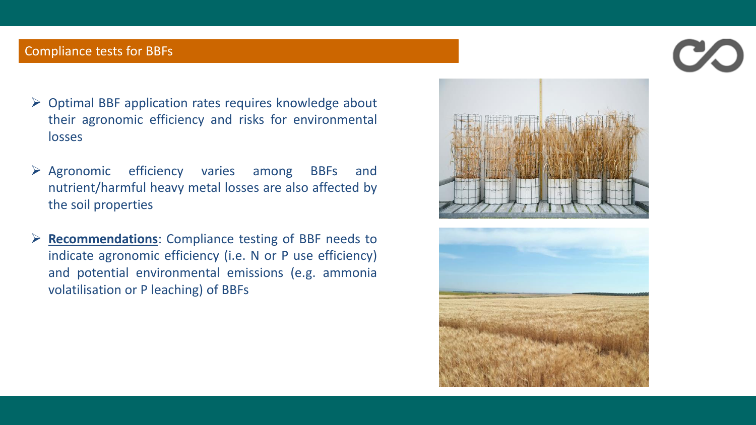## Compliance tests for BBFs

- Optimal BBF application rates requires knowledge about their agronomic efficiency and risks for environmental losses
- Agronomic efficiency varies among BBFs and nutrient/harmful heavy metal losses are also affected by the soil properties
- **Recommendations**: Compliance testing of BBF needs to indicate agronomic efficiency (i.e. N or P use efficiency) and potential environmental emissions (e.g. ammonia volatilisation or P leaching) of BBFs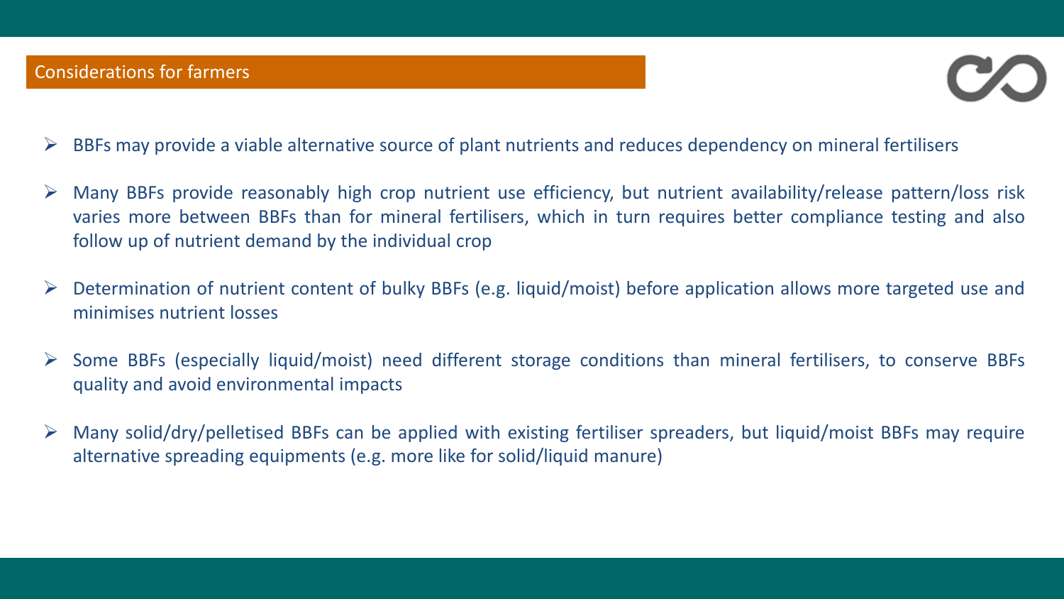## Considerations for farmers

- BBFs may provide a viable alternative source of plant nutrients and reduces dependency on mineral fertilisers
- Many BBFs provide reasonably high crop nutrient use efficiency, but nutrient availability/release pattern/loss risk varies more between BBFs than for mineral fertilisers, which in turn requires better compliance testing and also follow up of nutrient demand by the individual crop
- Determination of nutrient content of bulky BBFs (e.g. liquid/moist) before application allows more targeted use and minimises nutrient losses
- Some BBFs (especially liquid/moist) need different storage conditions than mineral fertilisers, to conserve BBFs quality and avoid environmental impacts
- Many solid/dry/pelletised BBFs can be applied with existing fertiliser spreaders, but liquid/moist BBFs may require alternative spreading equipments (e.g. more like for solid/liquid manure)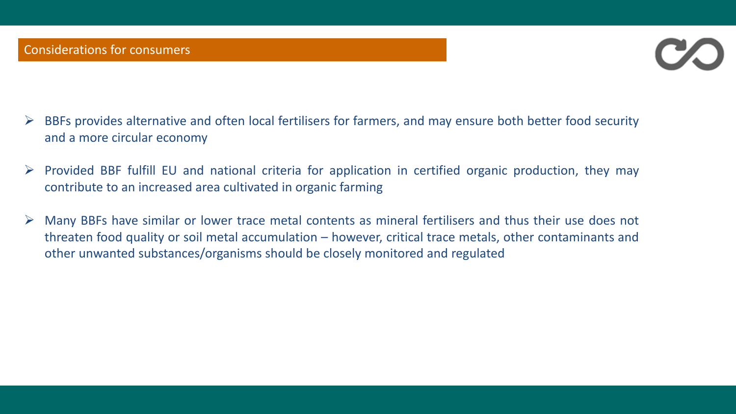## Considerations for consumers

- BBFs provides alternative and often local fertilisers for farmers, and may ensure both better food security and a more circular economy
- Provided BBF fulfill EU and national criteria for application in certified organic production, they may contribute to an increased area cultivated in organic farming
- Many BBFs have similar or lower trace metal contents as mineral fertilisers and thus their use does not threaten food quality or soil metal accumulation – however, critical trace metals, other contaminants and other unwanted substances/organisms should be closely monitored and regulated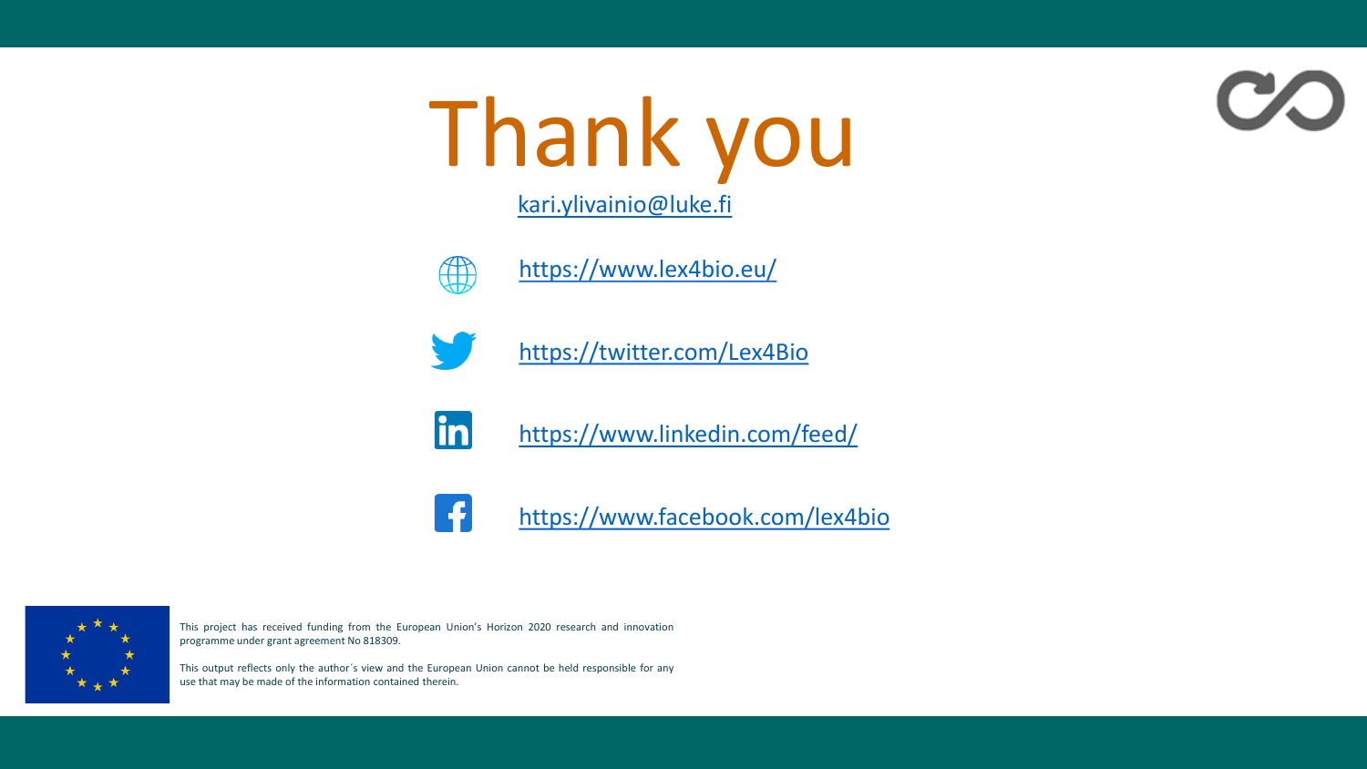# Thank you

kari.ylivainio@luke.fi

https://www.lex4bio.eu/

https://twitter.com/Lex4Bio

https://www.linkedin.com/feed/

https://www.facebook.com/lex4bio

This project has received funding from the European Union's Horizon 2020 research and innovation programme under grant agreement No 818309.

This output reflects only the author´s view and the European Union cannot be held responsible for any use that may be made of the information contained therein.